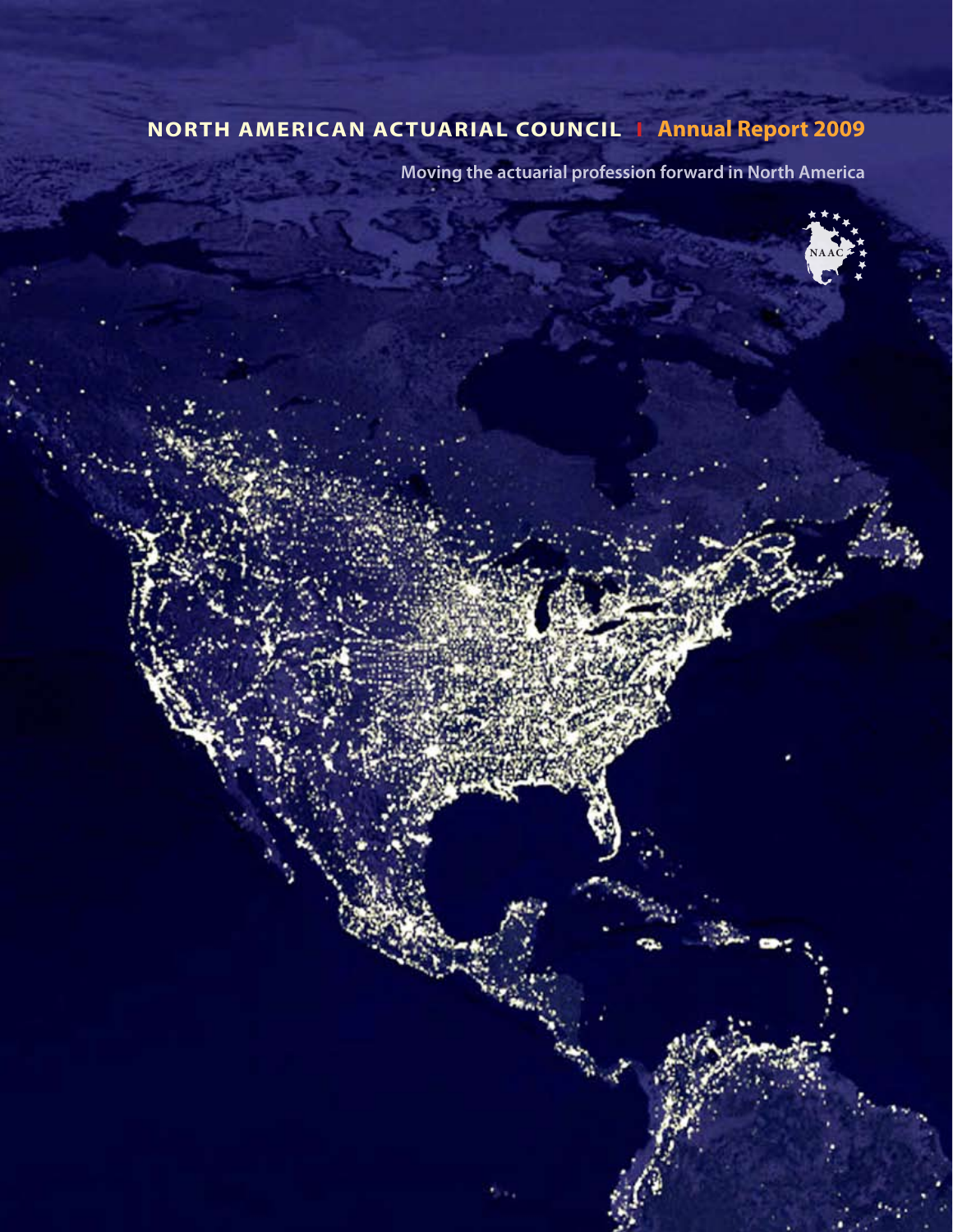# NORTH AMERICAN ACTUARIAL COUNCIL | Annual Report 2009

Moving the actuarial profession forward in North America

NAAC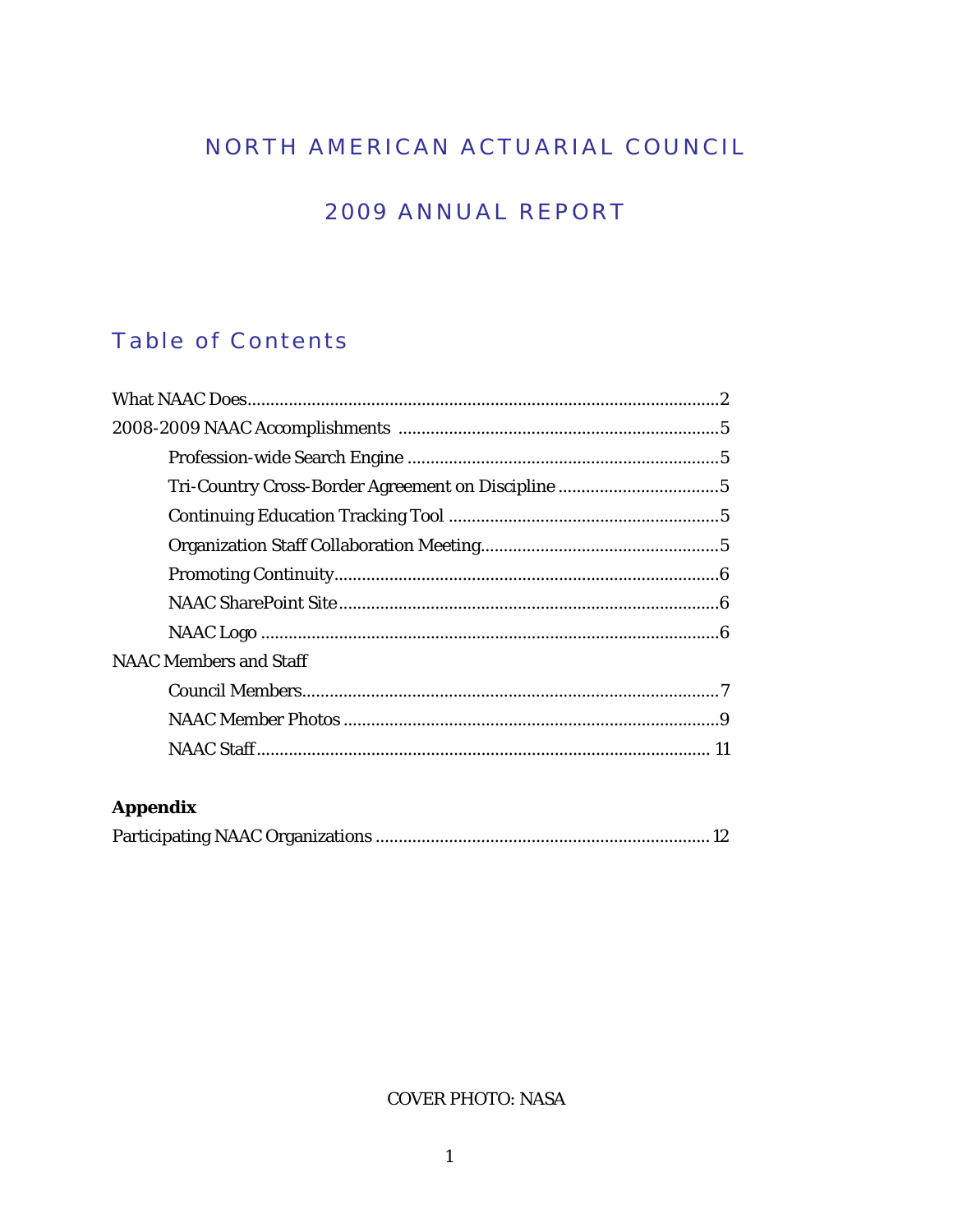# NORTH AMERICAN ACTUARIAL COUNCIL

# 2009 ANNUAL REPORT

## Table of Contents

What NAAC Does....................................................................................................2

2008-2009 NAAC Accomplishments .....................................................................5

- Profession-wide Search Engine ....................................................................5
- Tri-Country Cross-Border Agreement on Discipline ...................................5
- Continuing Education Tracking Tool ...........................................................5
- Organization Staff Collaboration Meeting....................................................5
- Promoting Continuity....................................................................................6
- NAAC SharePoint Site...................................................................................6
- NAAC Logo ....................................................................................................6

NAAC Members and Staff

- Council Members............................................................................................7
- NAAC Member Photos ...................................................................................9
- NAAC Staff..................................................................................................... 11

**Appendix**

Participating NAAC Organizations ........................................................................ 12

COVER PHOTO: NASA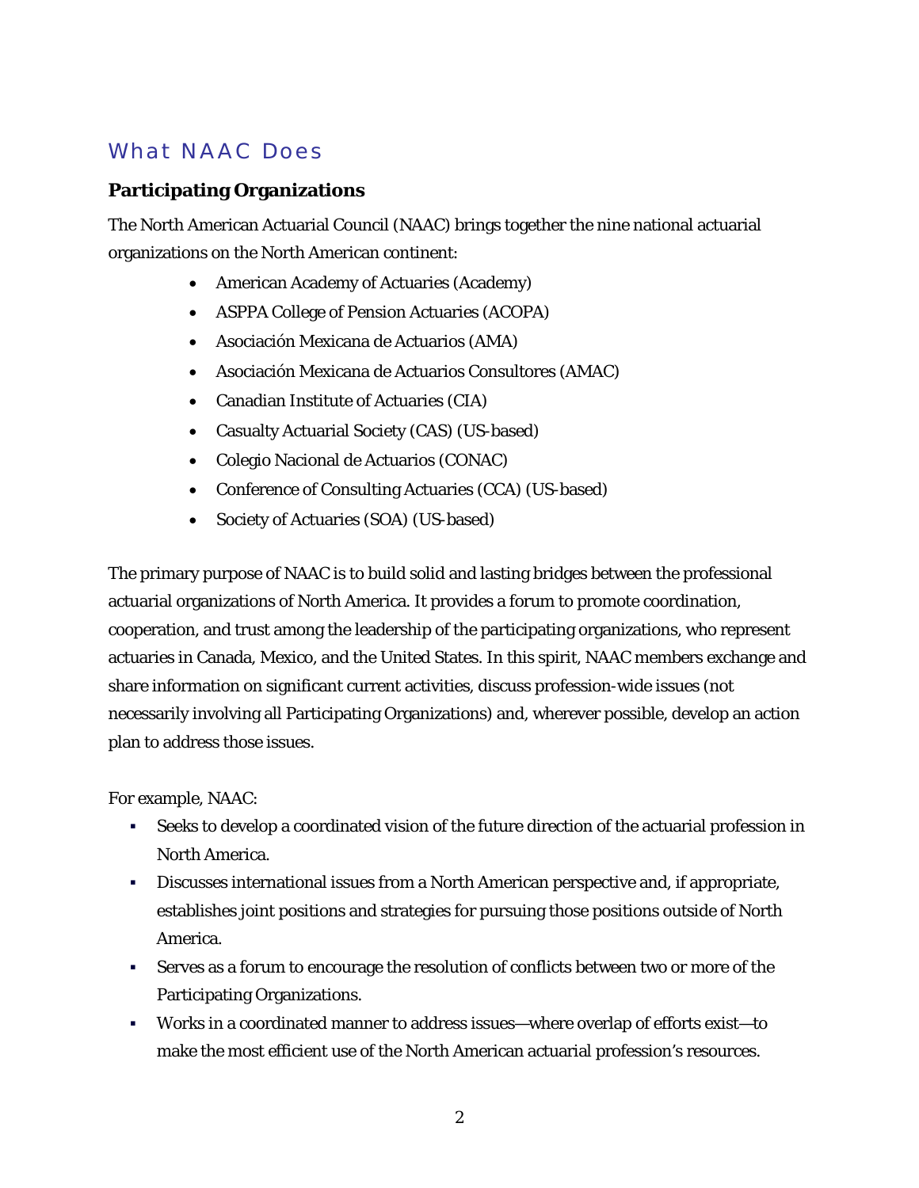# What NAAC Does

## Participating Organizations

The North American Actuarial Council (NAAC) brings together the nine national actuarial organizations on the North American continent:

- American Academy of Actuaries (Academy)
- ASPPA College of Pension Actuaries (ACOPA)
- Asociación Mexicana de Actuarios (AMA)
- Asociación Mexicana de Actuarios Consultores (AMAC)
- Canadian Institute of Actuaries (CIA)
- Casualty Actuarial Society (CAS) (US-based)
- Colegio Nacional de Actuarios (CONAC)
- Conference of Consulting Actuaries (CCA) (US-based)
- Society of Actuaries (SOA) (US-based)

The primary purpose of NAAC is to build solid and lasting bridges between the professional actuarial organizations of North America. It provides a forum to promote coordination, cooperation, and trust among the leadership of the participating organizations, who represent actuaries in Canada, Mexico, and the United States. In this spirit, NAAC members exchange and share information on significant current activities, discuss profession-wide issues (not necessarily involving all Participating Organizations) and, wherever possible, develop an action plan to address those issues.

For example, NAAC:

- Seeks to develop a coordinated vision of the future direction of the actuarial profession in North America.
- Discusses international issues from a North American perspective and, if appropriate, establishes joint positions and strategies for pursuing those positions outside of North America.
- Serves as a forum to encourage the resolution of conflicts between two or more of the Participating Organizations.
- Works in a coordinated manner to address issues—where overlap of efforts exist—to make the most efficient use of the North American actuarial profession's resources.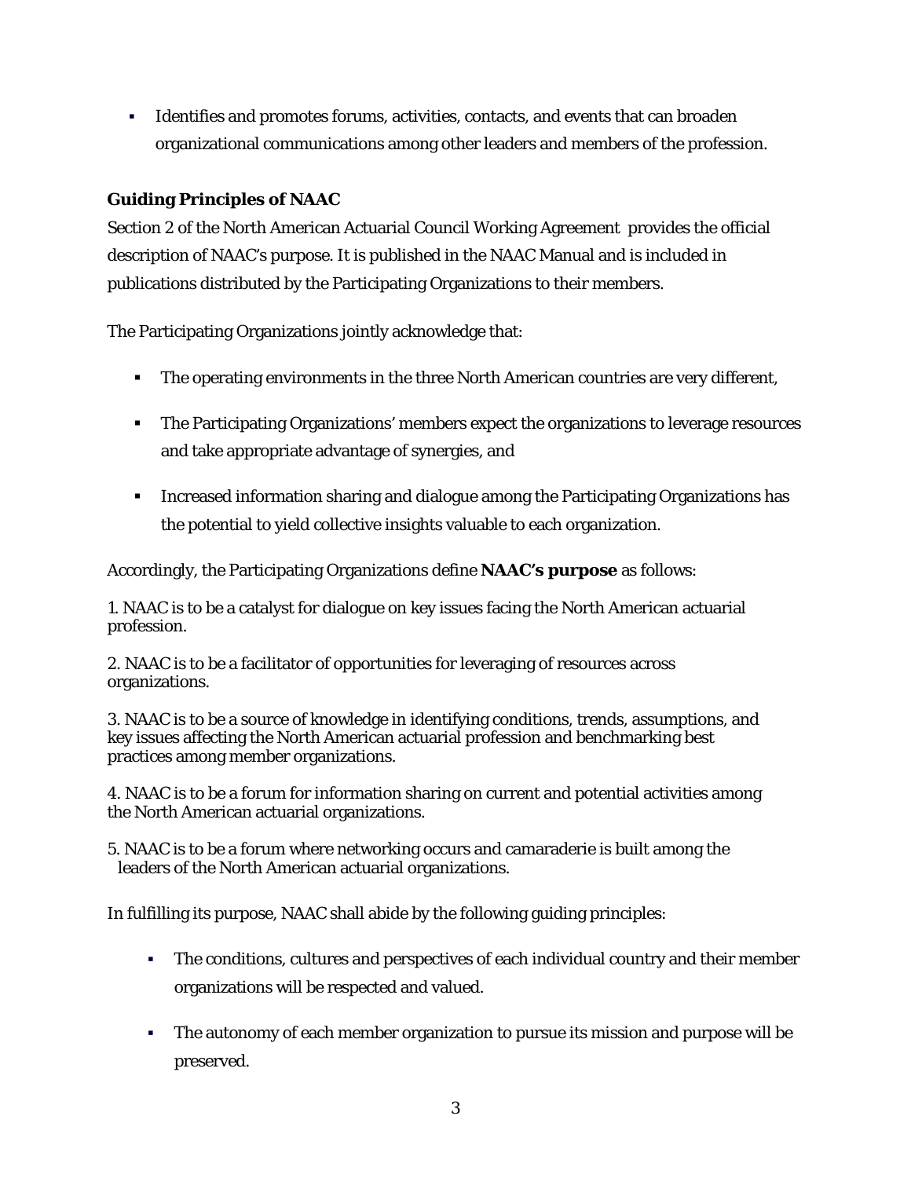- Identifies and promotes forums, activities, contacts, and events that can broaden organizational communications among other leaders and members of the profession.

### Guiding Principles of NAAC

Section 2 of the North American Actuarial Council Working Agreement provides the official description of NAAC's purpose. It is published in the NAAC Manual and is included in publications distributed by the Participating Organizations to their members.

The Participating Organizations jointly acknowledge that:

- The operating environments in the three North American countries are very different,
- The Participating Organizations' members expect the organizations to leverage resources and take appropriate advantage of synergies, and
- Increased information sharing and dialogue among the Participating Organizations has the potential to yield collective insights valuable to each organization.

Accordingly, the Participating Organizations define **NAAC's purpose** as follows:

1. NAAC is to be a catalyst for dialogue on key issues facing the North American actuarial profession.

2. NAAC is to be a facilitator of opportunities for leveraging of resources across organizations.

3. NAAC is to be a source of knowledge in identifying conditions, trends, assumptions, and key issues affecting the North American actuarial profession and benchmarking best practices among member organizations.

4. NAAC is to be a forum for information sharing on current and potential activities among the North American actuarial organizations.

5. NAAC is to be a forum where networking occurs and camaraderie is built among the leaders of the North American actuarial organizations.

In fulfilling its purpose, NAAC shall abide by the following guiding principles:

- The conditions, cultures and perspectives of each individual country and their member organizations will be respected and valued.
- The autonomy of each member organization to pursue its mission and purpose will be preserved.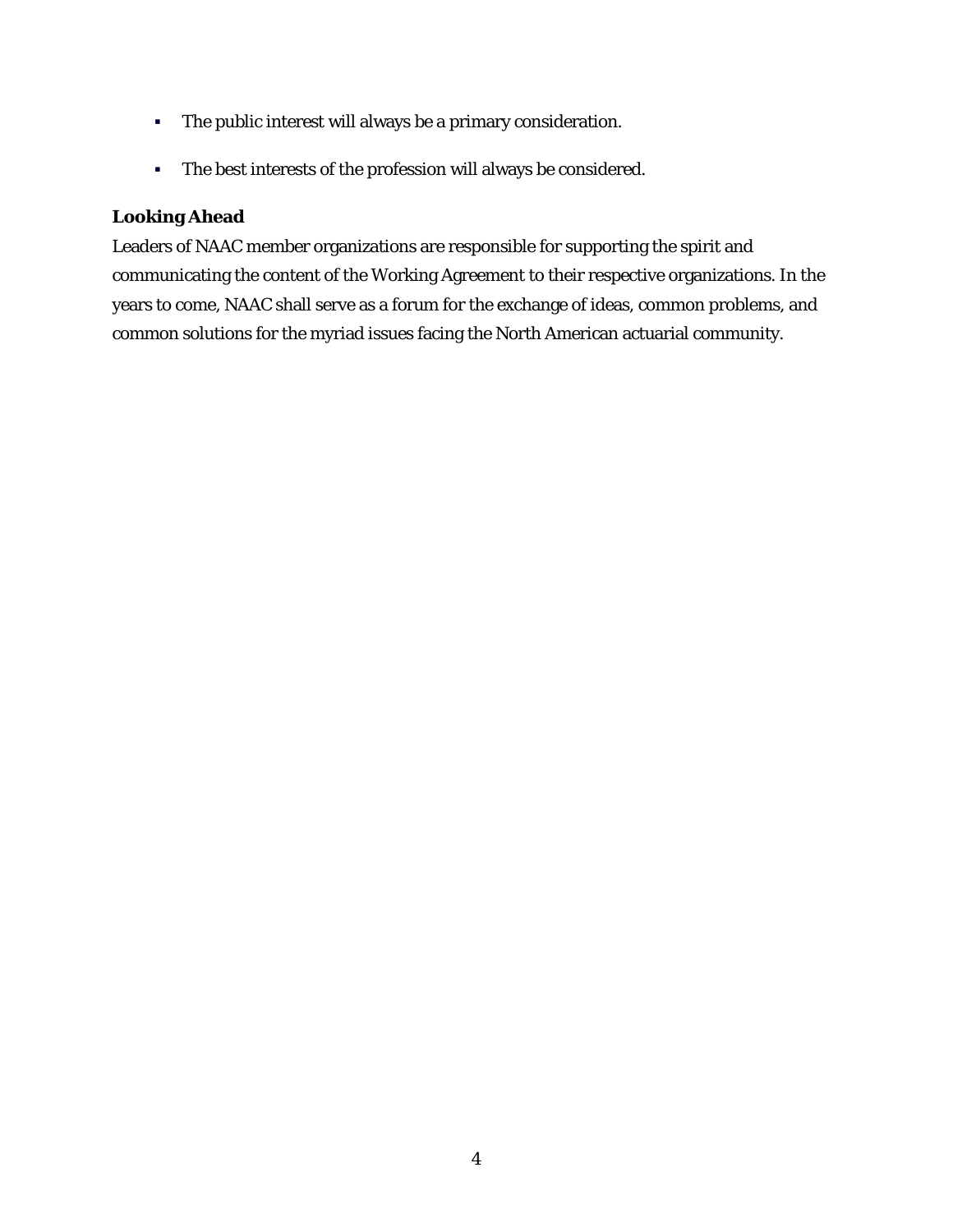- The public interest will always be a primary consideration.
- The best interests of the profession will always be considered.

**Looking Ahead**

Leaders of NAAC member organizations are responsible for supporting the spirit and communicating the content of the Working Agreement to their respective organizations. In the years to come, NAAC shall serve as a forum for the exchange of ideas, common problems, and common solutions for the myriad issues facing the North American actuarial community.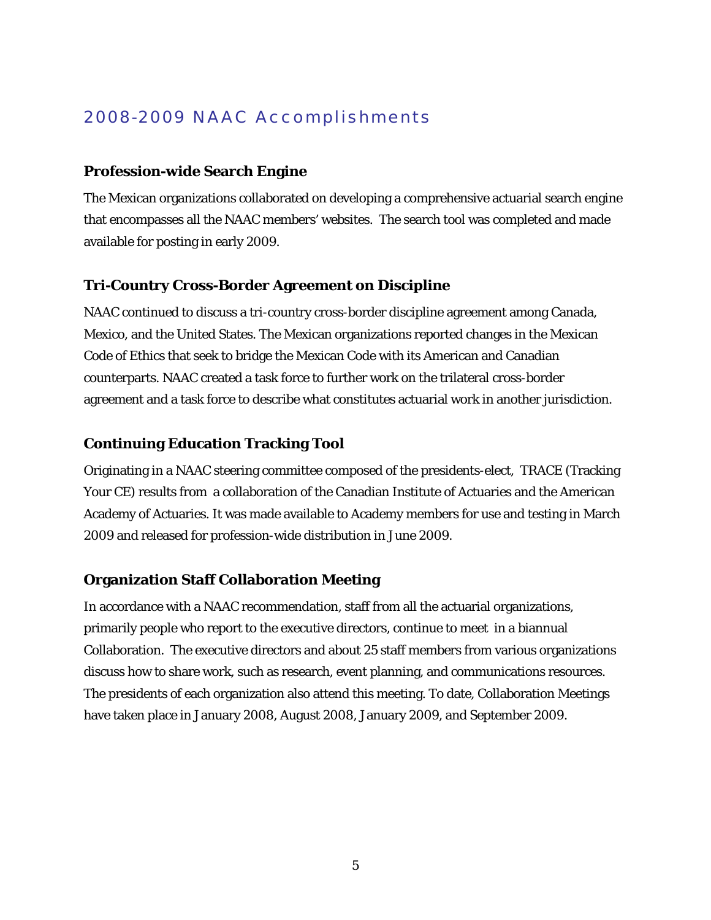# 2008-2009 NAAC Accomplishments

### Profession-wide Search Engine

The Mexican organizations collaborated on developing a comprehensive actuarial search engine that encompasses all the NAAC members' websites. The search tool was completed and made available for posting in early 2009.

### Tri-Country Cross-Border Agreement on Discipline

NAAC continued to discuss a tri-country cross-border discipline agreement among Canada, Mexico, and the United States. The Mexican organizations reported changes in the Mexican Code of Ethics that seek to bridge the Mexican Code with its American and Canadian counterparts. NAAC created a task force to further work on the trilateral cross-border agreement and a task force to describe what constitutes actuarial work in another jurisdiction.

### Continuing Education Tracking Tool

Originating in a NAAC steering committee composed of the presidents-elect, TRACE (Tracking Your CE) results from a collaboration of the Canadian Institute of Actuaries and the American Academy of Actuaries. It was made available to Academy members for use and testing in March 2009 and released for profession-wide distribution in June 2009.

### Organization Staff Collaboration Meeting

In accordance with a NAAC recommendation, staff from all the actuarial organizations, primarily people who report to the executive directors, continue to meet in a biannual Collaboration. The executive directors and about 25 staff members from various organizations discuss how to share work, such as research, event planning, and communications resources. The presidents of each organization also attend this meeting. To date, Collaboration Meetings have taken place in January 2008, August 2008, January 2009, and September 2009.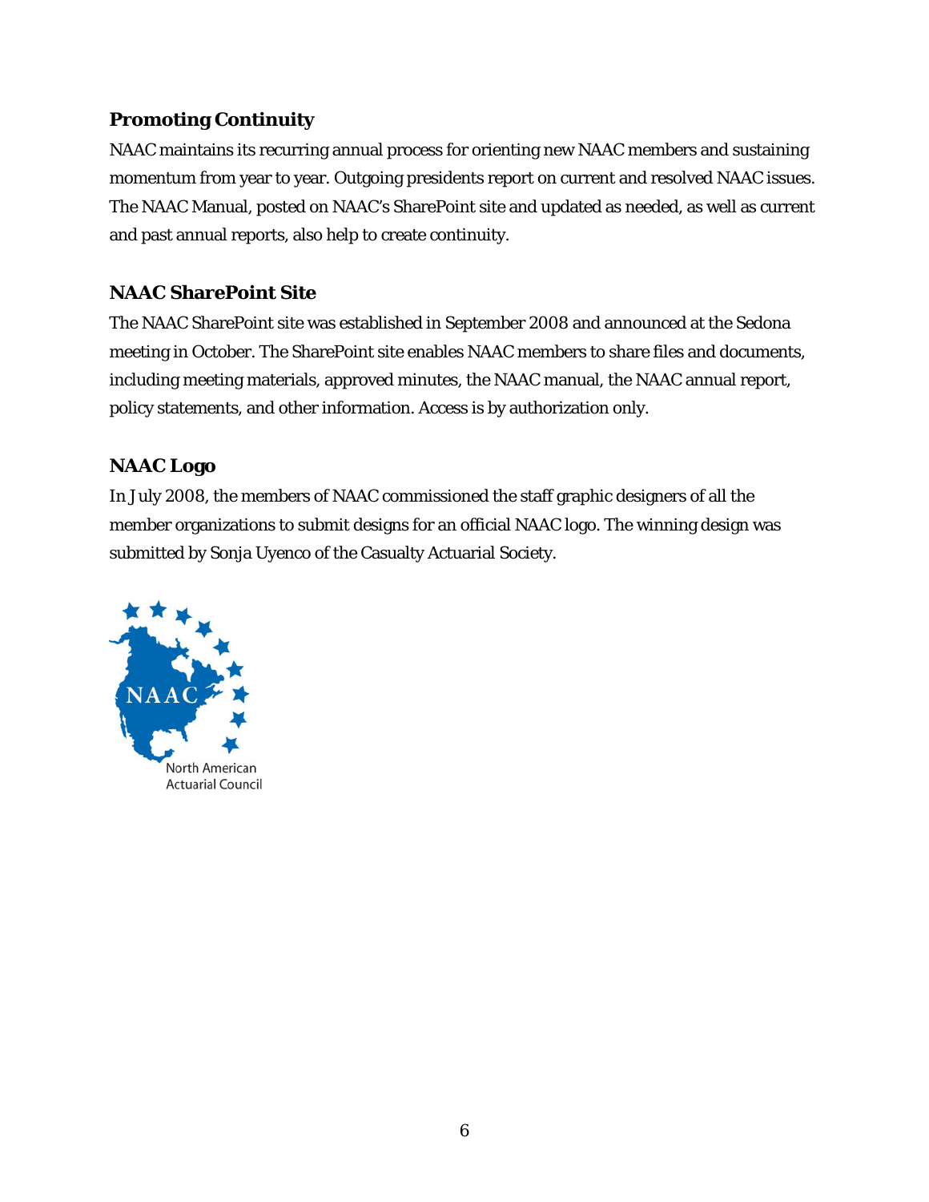## Promoting Continuity

NAAC maintains its recurring annual process for orienting new NAAC members and sustaining momentum from year to year. Outgoing presidents report on current and resolved NAAC issues. The NAAC Manual, posted on NAAC's SharePoint site and updated as needed, as well as current and past annual reports, also help to create continuity.

## NAAC SharePoint Site

The NAAC SharePoint site was established in September 2008 and announced at the Sedona meeting in October. The SharePoint site enables NAAC members to share files and documents, including meeting materials, approved minutes, the NAAC manual, the NAAC annual report, policy statements, and other information. Access is by authorization only.

## NAAC Logo

In July 2008, the members of NAAC commissioned the staff graphic designers of all the member organizations to submit designs for an official NAAC logo. The winning design was submitted by Sonja Uyenco of the Casualty Actuarial Society.

NAAC

North American
Actuarial Council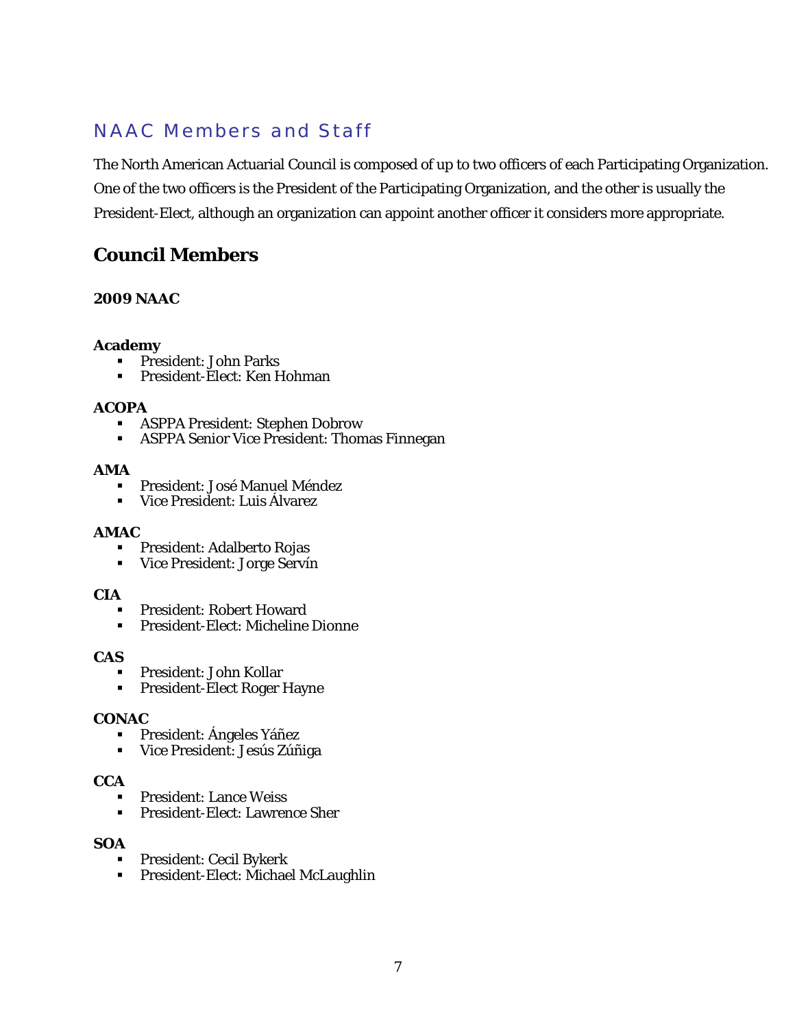# NAAC Members and Staff

The North American Actuarial Council is composed of up to two officers of each Participating Organization. One of the two officers is the President of the Participating Organization, and the other is usually the President-Elect, although an organization can appoint another officer it considers more appropriate.

## Council Members

### 2009 NAAC

**Academy**
- President: John Parks
- President-Elect: Ken Hohman

**ACOPA**
- ASPPA President: Stephen Dobrow
- ASPPA Senior Vice President: Thomas Finnegan

**AMA**
- President: José Manuel Méndez
- Vice President: Luis Álvarez

**AMAC**
- President: Adalberto Rojas
- Vice President: Jorge Servín

**CIA**
- President: Robert Howard
- President-Elect: Micheline Dionne

**CAS**
- President: John Kollar
- President-Elect Roger Hayne

**CONAC**
- President: Ángeles Yáñez
- Vice President: Jesús Zúñiga

**CCA**
- President: Lance Weiss
- President-Elect: Lawrence Sher

**SOA**
- President: Cecil Bykerk
- President-Elect: Michael McLaughlin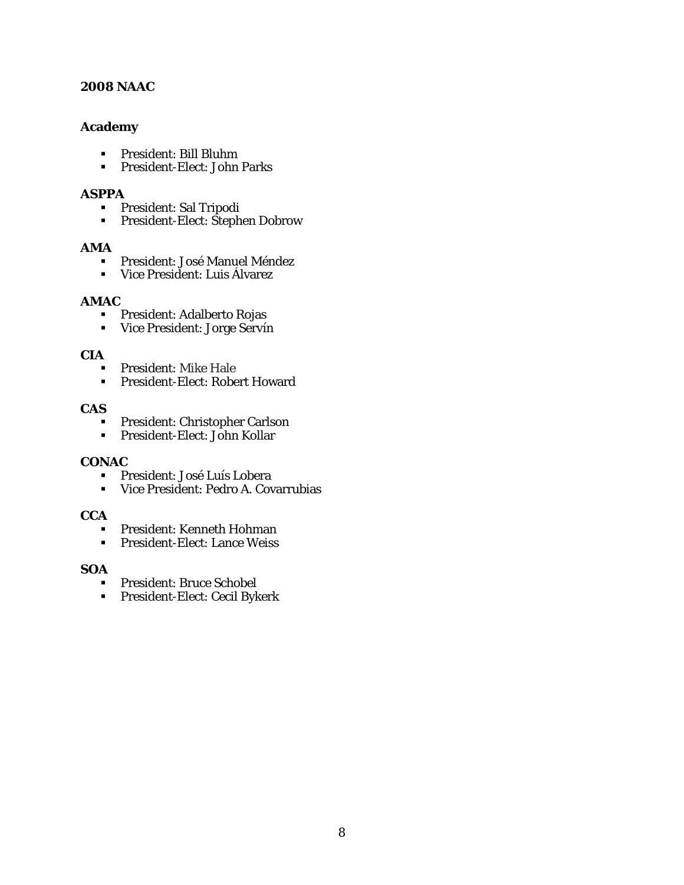**2008 NAAC**

**Academy**

- President: Bill Bluhm
- President-Elect: John Parks

**ASPPA**

- President: Sal Tripodi
- President-Elect: Stephen Dobrow

**AMA**

- President: José Manuel Méndez
- Vice President: Luis Álvarez

**AMAC**

- President: Adalberto Rojas
- Vice President: Jorge Servín

**CIA**

- President: Mike Hale
- President-Elect: Robert Howard

**CAS**

- President: Christopher Carlson
- President-Elect: John Kollar

**CONAC**

- President: José Luís Lobera
- Vice President: Pedro A. Covarrubias

**CCA**

- President: Kenneth Hohman
- President-Elect: Lance Weiss

**SOA**

- President: Bruce Schobel
- President-Elect: Cecil Bykerk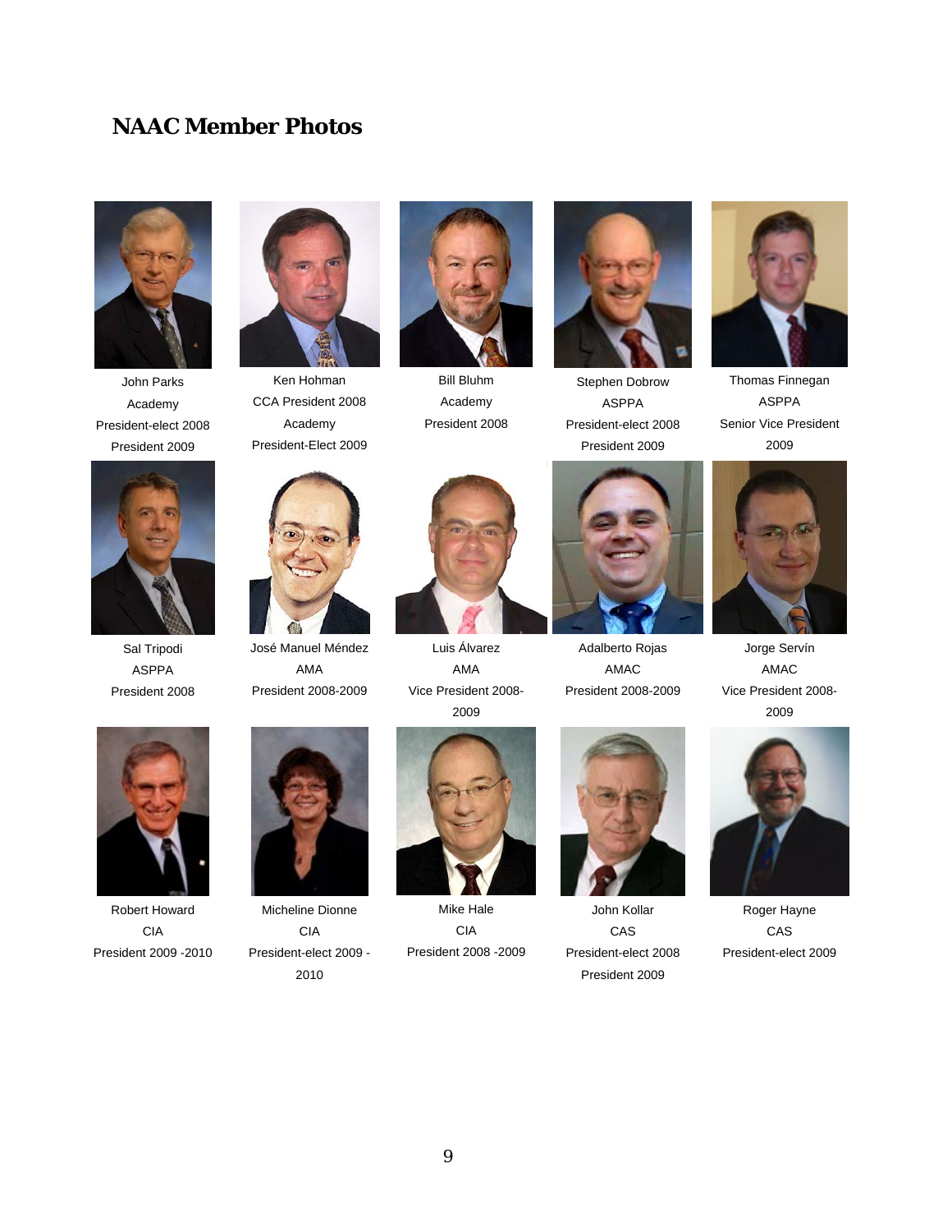## NAAC Member Photos

John Parks
Academy
President-elect 2008
President 2009

Ken Hohman
CCA President 2008
Academy
President-Elect 2009

Bill Bluhm
Academy
President 2008

Stephen Dobrow
ASPPA
President-elect 2008
President 2009

Thomas Finnegan
ASPPA
Senior Vice President
2009

Sal Tripodi
ASPPA
President 2008

José Manuel Méndez
AMA
President 2008-2009

Luis Álvarez
AMA
Vice President 2008-2009

Adalberto Rojas
AMAC
President 2008-2009

Jorge Servín
AMAC
Vice President 2008-2009

Robert Howard
CIA
President 2009 -2010

Micheline Dionne
CIA
President-elect 2009 - 2010

Mike Hale
CIA
President 2008 -2009

John Kollar
CAS
President-elect 2008
President 2009

Roger Hayne
CAS
President-elect 2009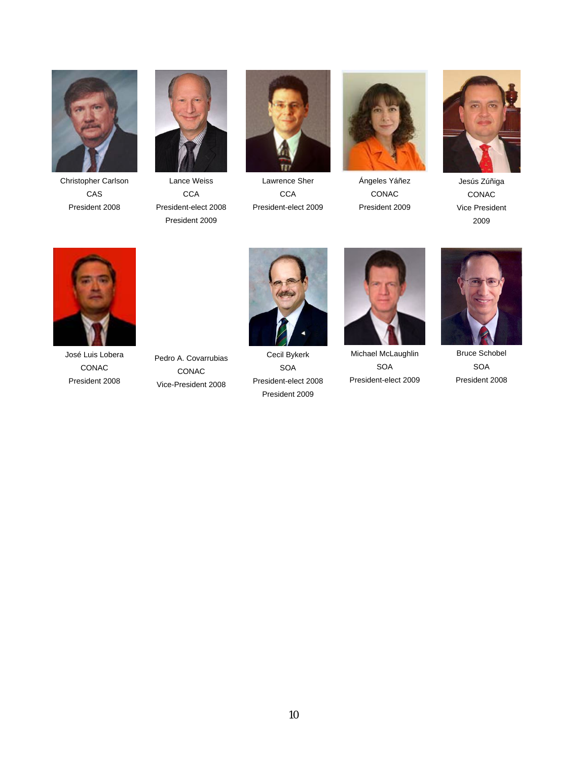Christopher Carlson
CAS
President 2008

Lance Weiss
CCA
President-elect 2008
President 2009

Lawrence Sher
CCA
President-elect 2009

Ángeles Yáñez
CONAC
President 2009

Jesús Zúñiga
CONAC
Vice President
2009

José Luis Lobera
CONAC
President 2008

Pedro A. Covarrubias
CONAC
Vice-President 2008

Cecil Bykerk
SOA
President-elect 2008
President 2009

Michael McLaughlin
SOA
President-elect 2009

Bruce Schobel
SOA
President 2008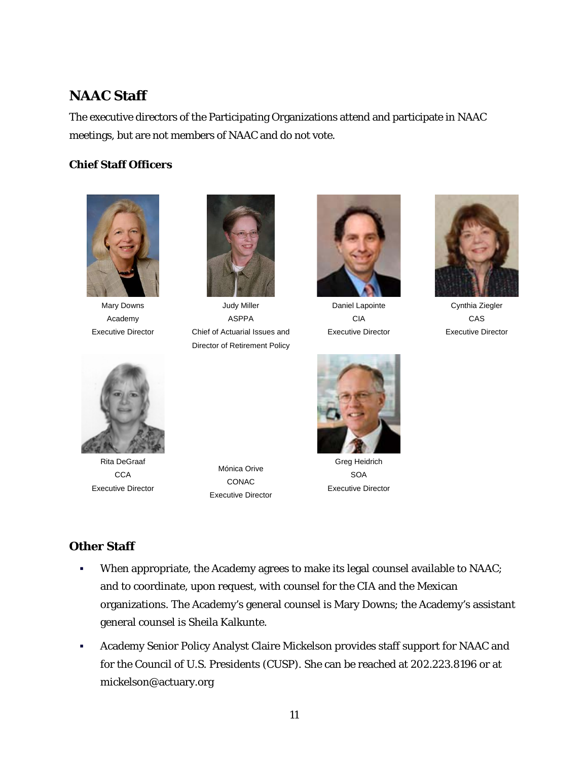## NAAC Staff

The executive directors of the Participating Organizations attend and participate in NAAC meetings, but are not members of NAAC and do not vote.

### Chief Staff Officers

Mary Downs
Academy
Executive Director

Judy Miller
ASPPA
Chief of Actuarial Issues and Director of Retirement Policy

Daniel Lapointe
CIA
Executive Director

Cynthia Ziegler
CAS
Executive Director

Rita DeGraaf
CCA
Executive Director

Mónica Orive
CONAC
Executive Director

Greg Heidrich
SOA
Executive Director

## Other Staff

- When appropriate, the Academy agrees to make its legal counsel available to NAAC; and to coordinate, upon request, with counsel for the CIA and the Mexican organizations. The Academy's general counsel is Mary Downs; the Academy's assistant general counsel is Sheila Kalkunte.
- Academy Senior Policy Analyst Claire Mickelson provides staff support for NAAC and for the Council of U.S. Presidents (CUSP). She can be reached at 202.223.8196 or at mickelson@actuary.org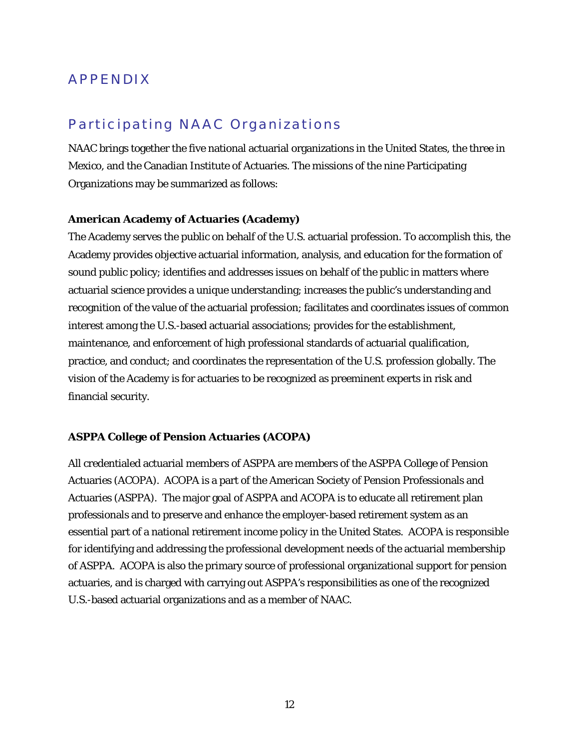# APPENDIX

## Participating NAAC Organizations

NAAC brings together the five national actuarial organizations in the United States, the three in Mexico, and the Canadian Institute of Actuaries. The missions of the nine Participating Organizations may be summarized as follows:

**American Academy of Actuaries (Academy)**

The Academy serves the public on behalf of the U.S. actuarial profession. To accomplish this, the Academy provides objective actuarial information, analysis, and education for the formation of sound public policy; identifies and addresses issues on behalf of the public in matters where actuarial science provides a unique understanding; increases the public's understanding and recognition of the value of the actuarial profession; facilitates and coordinates issues of common interest among the U.S.-based actuarial associations; provides for the establishment, maintenance, and enforcement of high professional standards of actuarial qualification, practice, and conduct; and coordinates the representation of the U.S. profession globally. The vision of the Academy is for actuaries to be recognized as preeminent experts in risk and financial security.

**ASPPA College of Pension Actuaries (ACOPA)**

All credentialed actuarial members of ASPPA are members of the ASPPA College of Pension Actuaries (ACOPA). ACOPA is a part of the American Society of Pension Professionals and Actuaries (ASPPA). The major goal of ASPPA and ACOPA is to educate all retirement plan professionals and to preserve and enhance the employer-based retirement system as an essential part of a national retirement income policy in the United States. ACOPA is responsible for identifying and addressing the professional development needs of the actuarial membership of ASPPA. ACOPA is also the primary source of professional organizational support for pension actuaries, and is charged with carrying out ASPPA's responsibilities as one of the recognized U.S.-based actuarial organizations and as a member of NAAC.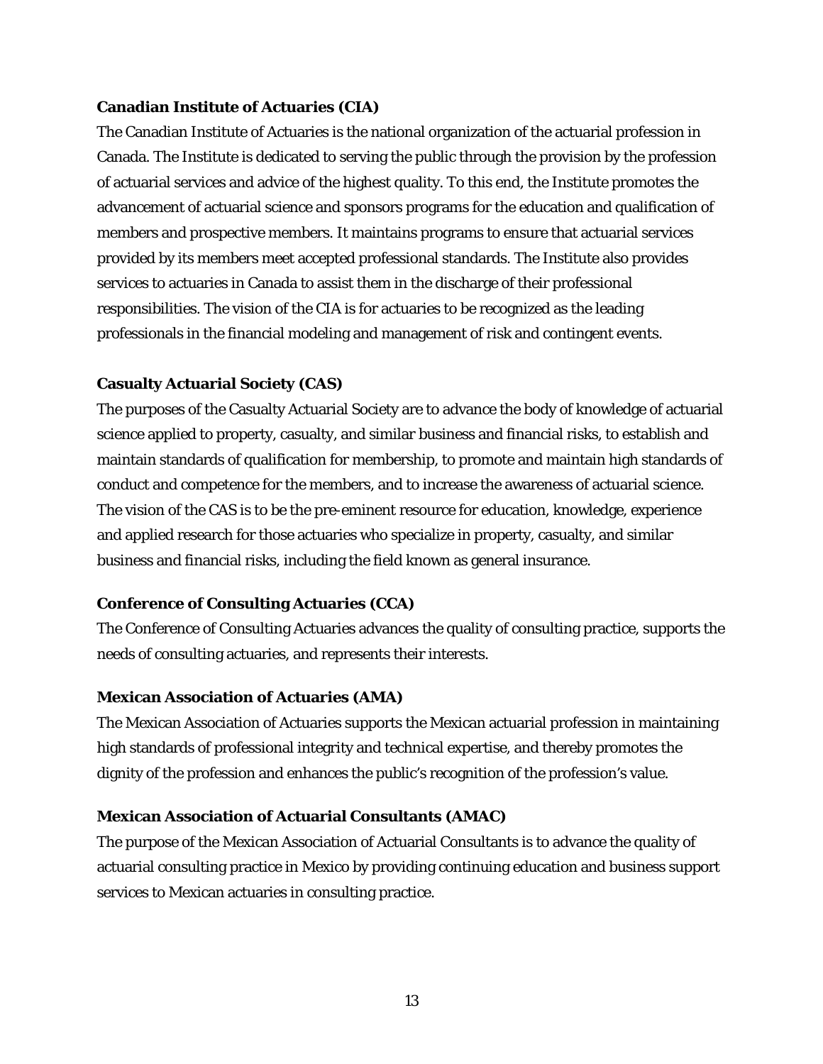**Canadian Institute of Actuaries (CIA)**

The Canadian Institute of Actuaries is the national organization of the actuarial profession in Canada. The Institute is dedicated to serving the public through the provision by the profession of actuarial services and advice of the highest quality. To this end, the Institute promotes the advancement of actuarial science and sponsors programs for the education and qualification of members and prospective members. It maintains programs to ensure that actuarial services provided by its members meet accepted professional standards. The Institute also provides services to actuaries in Canada to assist them in the discharge of their professional responsibilities. The vision of the CIA is for actuaries to be recognized as the leading professionals in the financial modeling and management of risk and contingent events.

**Casualty Actuarial Society (CAS)**

The purposes of the Casualty Actuarial Society are to advance the body of knowledge of actuarial science applied to property, casualty, and similar business and financial risks, to establish and maintain standards of qualification for membership, to promote and maintain high standards of conduct and competence for the members, and to increase the awareness of actuarial science. The vision of the CAS is to be the pre-eminent resource for education, knowledge, experience and applied research for those actuaries who specialize in property, casualty, and similar business and financial risks, including the field known as general insurance.

**Conference of Consulting Actuaries (CCA)**

The Conference of Consulting Actuaries advances the quality of consulting practice, supports the needs of consulting actuaries, and represents their interests.

**Mexican Association of Actuaries (AMA)**

The Mexican Association of Actuaries supports the Mexican actuarial profession in maintaining high standards of professional integrity and technical expertise, and thereby promotes the dignity of the profession and enhances the public's recognition of the profession's value.

**Mexican Association of Actuarial Consultants (AMAC)**

The purpose of the Mexican Association of Actuarial Consultants is to advance the quality of actuarial consulting practice in Mexico by providing continuing education and business support services to Mexican actuaries in consulting practice.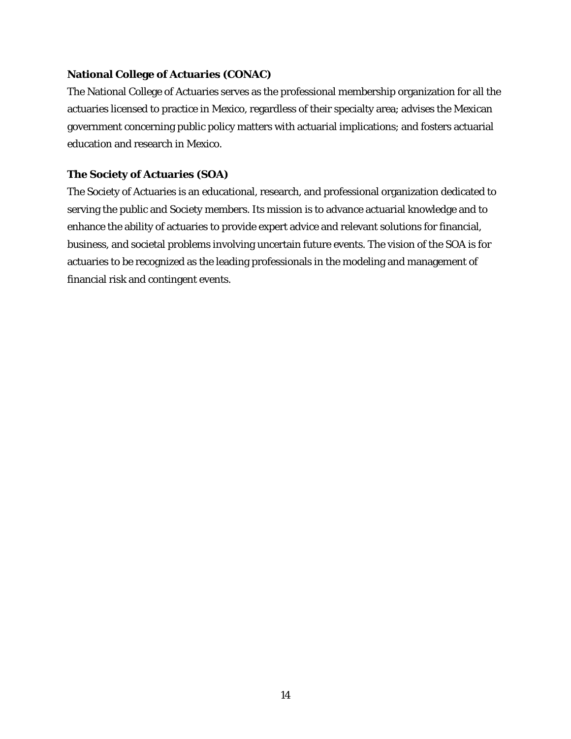**National College of Actuaries (CONAC)**

The National College of Actuaries serves as the professional membership organization for all the actuaries licensed to practice in Mexico, regardless of their specialty area; advises the Mexican government concerning public policy matters with actuarial implications; and fosters actuarial education and research in Mexico.

**The Society of Actuaries (SOA)**

The Society of Actuaries is an educational, research, and professional organization dedicated to serving the public and Society members. Its mission is to advance actuarial knowledge and to enhance the ability of actuaries to provide expert advice and relevant solutions for financial, business, and societal problems involving uncertain future events. The vision of the SOA is for actuaries to be recognized as the leading professionals in the modeling and management of financial risk and contingent events.